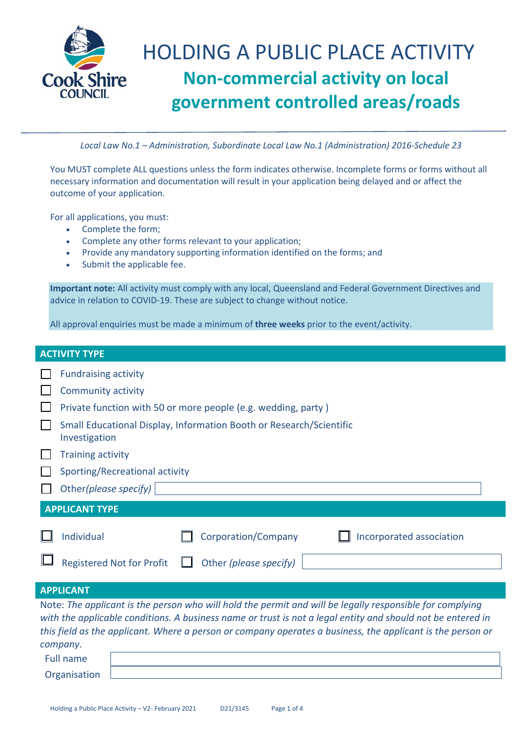# HOLDING A PUBLIC PLACE ACTIVITY

## Non-commercial activity on local government controlled areas/roads

*Local Law No.1 – Administration, Subordinate Local Law No.1 (Administration) 2016-Schedule 23*

You MUST complete ALL questions unless the form indicates otherwise. Incomplete forms or forms without all necessary information and documentation will result in your application being delayed and or affect the outcome of your application.

For all applications, you must:

- Complete the form;
- Complete any other forms relevant to your application;
- Provide any mandatory supporting information identified on the forms; and
- Submit the applicable fee.

**Important note:** All activity must comply with any local, Queensland and Federal Government Directives and advice in relation to COVID-19. These are subject to change without notice.

All approval enquiries must be made a minimum of **three weeks** prior to the event/activity.

## ACTIVITY TYPE

- ☐ Fundraising activity
- ☐ Community activity
- ☐ Private function with 50 or more people (e.g. wedding, party )
- ☐ Small Educational Display, Information Booth or Research/Scientific Investigation
- ☐ Training activity
- ☐ Sporting/Recreational activity
- ☐ Other*(please specify)* ____________________

## APPLICANT TYPE

- ☐ Individual
- ☐ Corporation/Company
- ☐ Incorporated association
- ☐ Registered Not for Profit
- ☐ Other *(please specify)* ____________________

## APPLICANT

Note: *The applicant is the person who will hold the permit and will be legally responsible for complying with the applicable conditions. A business name or trust is not a legal entity and should not be entered in this field as the applicant. Where a person or company operates a business, the applicant is the person or company.*

| | |
|---|---|
| Full name | |
| Organisation | |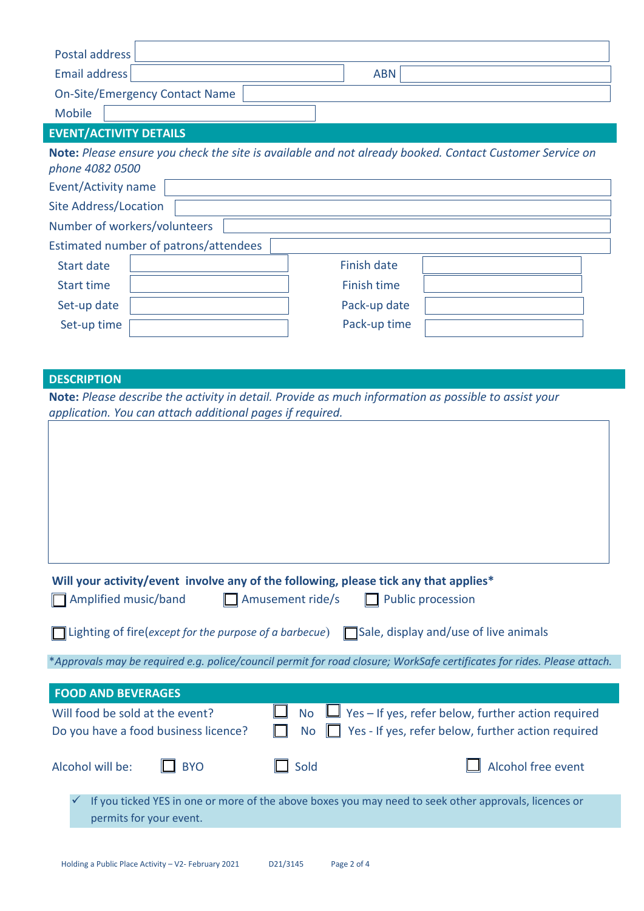| | |
|---|---|
| Postal address | |
| Email address | |
| ABN | |
| On-Site/Emergency Contact Name | |
| Mobile | |

## EVENT/ACTIVITY DETAILS

**Note:** *Please ensure you check the site is available and not already booked. Contact Customer Service on phone 4082 0500*

| | |
|---|---|
| Event/Activity name | |
| Site Address/Location | |
| Number of workers/volunteers | |
| Estimated number of patrons/attendees | |

| | | | |
|---|---|---|---|
| Start date | | Finish date | |
| Start time | | Finish time | |
| Set-up date | | Pack-up date | |
| Set-up time | | Pack-up time | |

## DESCRIPTION

**Note:** *Please describe the activity in detail. Provide as much information as possible to assist your application. You can attach additional pages if required.*

**Will your activity/event involve any of the following, please tick any that applies***

☐ Amplified music/band ☐ Amusement ride/s ☐ Public procession

☐ Lighting of fire(*except for the purpose of a barbecue*) ☐ Sale, display and/use of live animals

**Approvals may be required e.g. police/council permit for road closure; WorkSafe certificates for rides. Please attach.*

## FOOD AND BEVERAGES

Will food be sold at the event? ☐ No ☐ Yes – If yes, refer below, further action required

Do you have a food business licence? ☐ No ☐ Yes - If yes, refer below, further action required

Alcohol will be: ☐ BYO ☐ Sold ☐ Alcohol free event

✓ If you ticked YES in one or more of the above boxes you may need to seek other approvals, licences or permits for your event.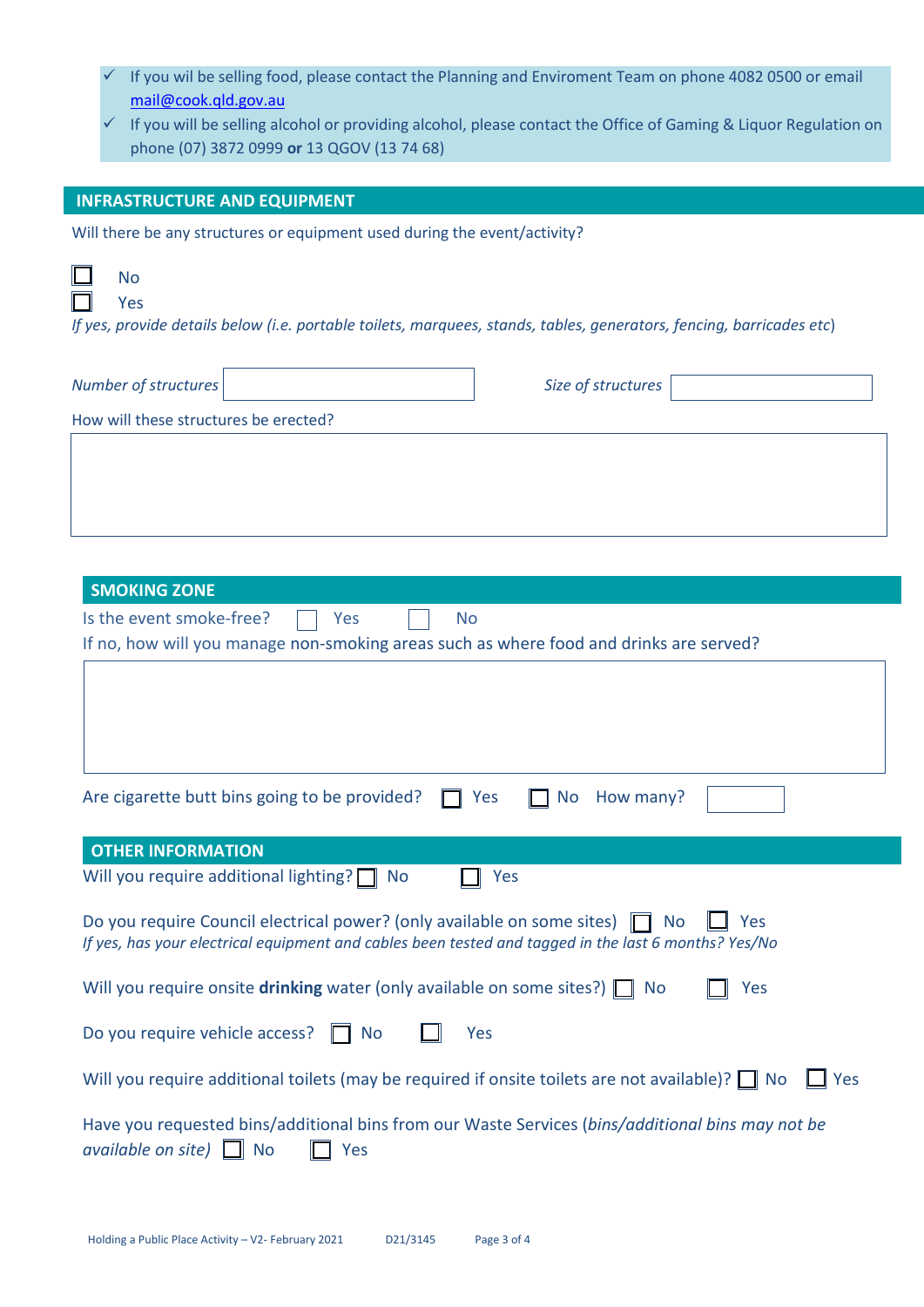- ✓ If you wil be selling food, please contact the Planning and Enviroment Team on phone 4082 0500 or email mail@cook.qld.gov.au
- ✓ If you will be selling alcohol or providing alcohol, please contact the Office of Gaming & Liquor Regulation on phone (07) 3872 0999 **or** 13 QGOV (13 74 68)

## INFRASTRUCTURE AND EQUIPMENT

Will there be any structures or equipment used during the event/activity?

☐ No
☐ Yes

*If yes, provide details below (i.e. portable toilets, marquees, stands, tables, generators, fencing, barricades etc)*

*Number of structures* ______________ *Size of structures* ______________

How will these structures be erected?

______________

## SMOKING ZONE

Is the event smoke-free? ☐ Yes ☐ No

If no, how will you manage non-smoking areas such as where food and drinks are served?

______________

Are cigarette butt bins going to be provided? ☐ Yes ☐ No How many? ______

## OTHER INFORMATION

Will you require additional lighting? ☐ No ☐ Yes

Do you require Council electrical power? (only available on some sites) ☐ No ☐ Yes
*If yes, has your electrical equipment and cables been tested and tagged in the last 6 months? Yes/No*

Will you require onsite **drinking** water (only available on some sites?) ☐ No ☐ Yes

Do you require vehicle access? ☐ No ☐ Yes

Will you require additional toilets (may be required if onsite toilets are not available)? ☐ No ☐ Yes

Have you requested bins/additional bins from our Waste Services (*bins/additional bins may not be available on site)* ☐ No ☐ Yes

Holding a Public Place Activity – V2- February 2021 D21/3145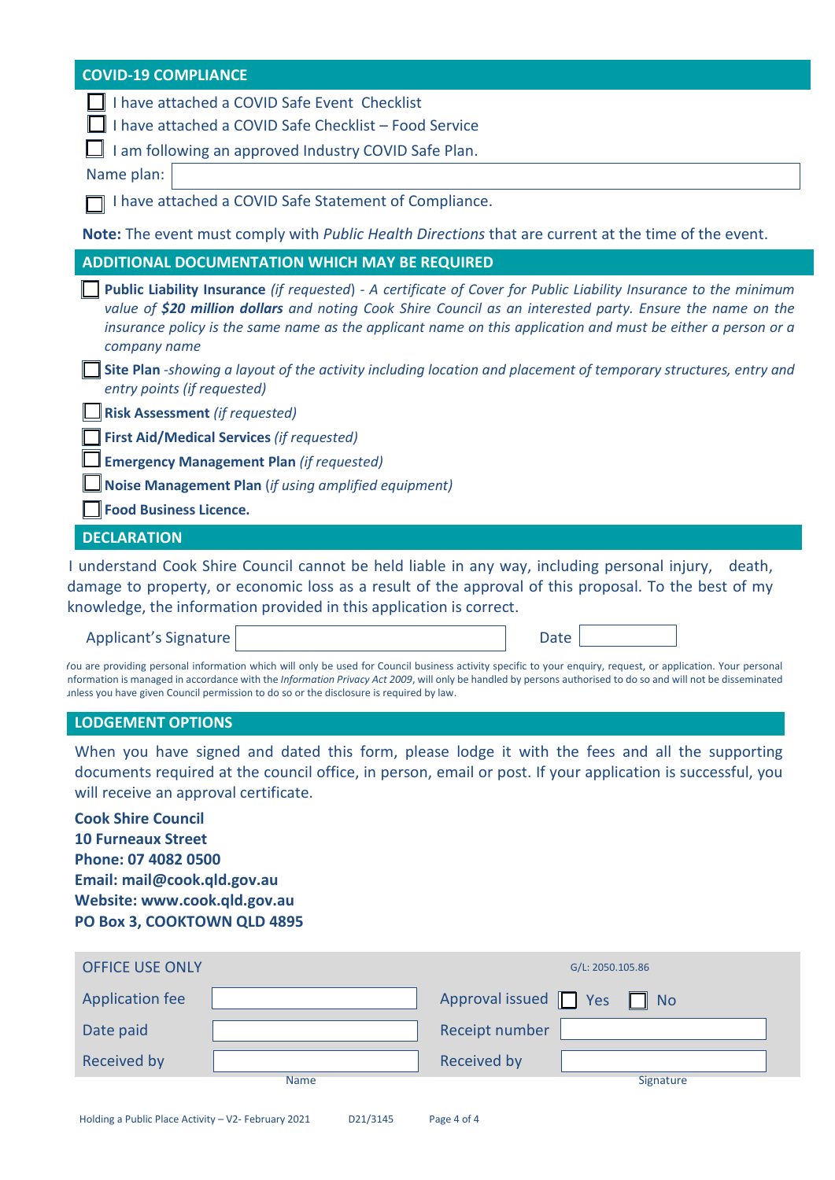## COVID-19 COMPLIANCE

- ☐ I have attached a COVID Safe Event Checklist
- ☐ I have attached a COVID Safe Checklist – Food Service
- ☐ I am following an approved Industry COVID Safe Plan.

Name plan: 

- ☐ I have attached a COVID Safe Statement of Compliance.

**Note:** The event must comply with *Public Health Directions* that are current at the time of the event.

## ADDITIONAL DOCUMENTATION WHICH MAY BE REQUIRED

- ☐ **Public Liability Insurance** *(if requested) - A certificate of Cover for Public Liability Insurance to the minimum value of **$20 million dollars** and noting Cook Shire Council as an interested party. Ensure the name on the insurance policy is the same name as the applicant name on this application and must be either a person or a company name*
- ☐ **Site Plan** *-showing a layout of the activity including location and placement of temporary structures, entry and entry points (if requested)*
- ☐ **Risk Assessment** *(if requested)*
- ☐ **First Aid/Medical Services** *(if requested)*
- ☐ **Emergency Management Plan** *(if requested)*
- ☐ **Noise Management Plan** (*if using amplified equipment)*
- ☐ **Food Business Licence.**

## DECLARATION

I understand Cook Shire Council cannot be held liable in any way, including personal injury, death, damage to property, or economic loss as a result of the approval of this proposal. To the best of my knowledge, the information provided in this application is correct.

Applicant's Signature: Date: 

You are providing personal information which will only be used for Council business activity specific to your enquiry, request, or application. Your personal information is managed in accordance with the *Information Privacy Act 2009*, will only be handled by persons authorised to do so and will not be disseminated unless you have given Council permission to do so or the disclosure is required by law.

## LODGEMENT OPTIONS

When you have signed and dated this form, please lodge it with the fees and all the supporting documents required at the council office, in person, email or post. If your application is successful, you will receive an approval certificate.

**Cook Shire Council**
**10 Furneaux Street**
**Phone: 07 4082 0500**
**Email: mail@cook.qld.gov.au**
**Website: www.cook.qld.gov.au**
**PO Box 3, COOKTOWN QLD 4895**

| OFFICE USE ONLY | | | G/L: 2050.105.86 |
|---|---|---|---|
| Application fee | | Approval issued | ☐ Yes ☐ No |
| Date paid | | Receipt number | |
| Received by | | Received by | |
| | Name | | Signature |